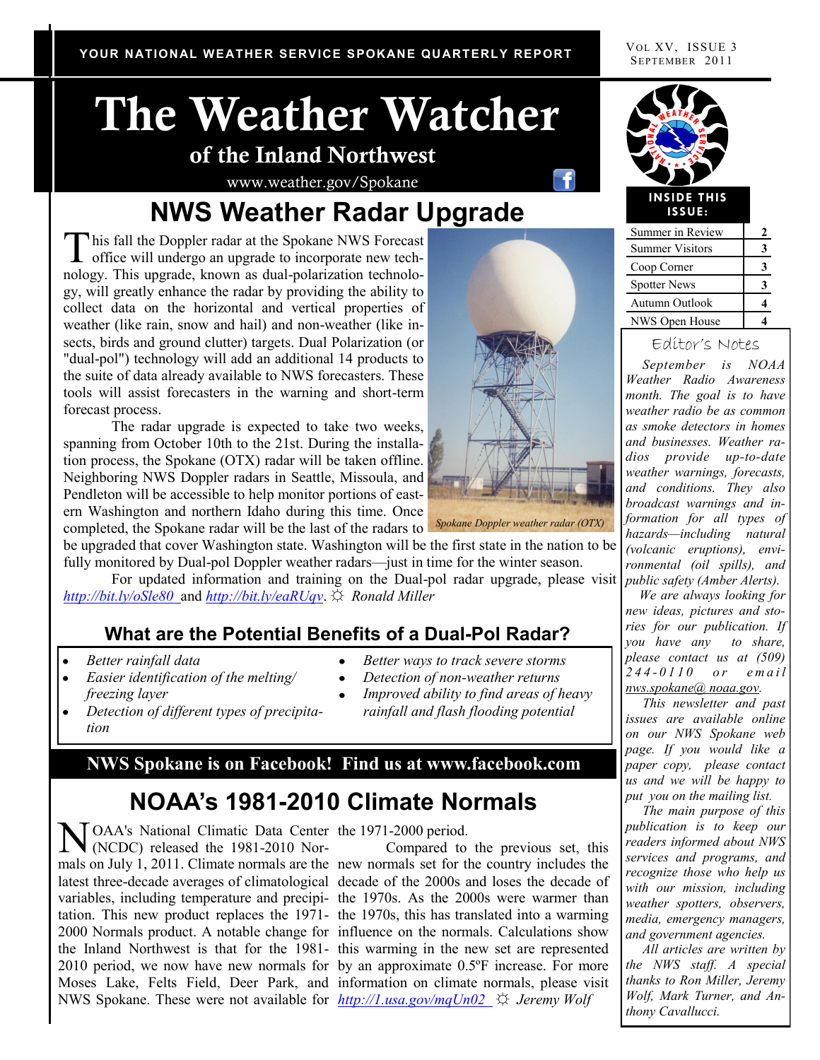YOUR NATIONAL WEATHER SERVICE SPOKANE QUARTERLY REPORT

VOL XV, ISSUE 3
SEPTEMBER 2011

# The Weather Watcher

## of the Inland Northwest

www.weather.gov/Spokane

## NWS Weather Radar Upgrade

This fall the Doppler radar at the Spokane NWS Forecast office will undergo an upgrade to incorporate new technology. This upgrade, known as dual-polarization technology, will greatly enhance the radar by providing the ability to collect data on the horizontal and vertical properties of weather (like rain, snow and hail) and non-weather (like insects, birds and ground clutter) targets. Dual Polarization (or "dual-pol") technology will add an additional 14 products to the suite of data already available to NWS forecasters. These tools will assist forecasters in the warning and short-term forecast process.

The radar upgrade is expected to take two weeks, spanning from October 10th to the 21st. During the installation process, the Spokane (OTX) radar will be taken offline. Neighboring NWS Doppler radars in Seattle, Missoula, and Pendleton will be accessible to help monitor portions of eastern Washington and northern Idaho during this time. Once completed, the Spokane radar will be the last of the radars to be upgraded that cover Washington state. Washington will be the first state in the nation to be fully monitored by Dual-pol Doppler weather radars—just in time for the winter season.

*Spokane Doppler weather radar (OTX)*

For updated information and training on the Dual-pol radar upgrade, please visit http://bit.ly/oSle80 and http://bit.ly/eaRUqv. ☼ *Ronald Miller*

### What are the Potential Benefits of a Dual-Pol Radar?

- *Better rainfall data*
- *Easier identification of the melting/freezing layer*
- *Detection of different types of precipitation*
- *Better ways to track severe storms*
- *Detection of non-weather returns*
- *Improved ability to find areas of heavy rainfall and flash flooding potential*

**NWS Spokane is on Facebook! Find us at www.facebook.com**

## NOAA's 1981-2010 Climate Normals

NOAA's National Climatic Data Center (NCDC) released the 1981-2010 Normals on July 1, 2011. Climate normals are the latest three-decade averages of climatological variables, including temperature and precipitation. This new product replaces the 1971-2000 Normals product. A notable change for the Inland Northwest is that for the 1981-2010 period, we now have new normals for Moses Lake, Felts Field, Deer Park, and NWS Spokane. These were not available for the 1971-2000 period.

Compared to the previous set, this new normals set for the country includes the decade of the 2000s and loses the decade of the 1970s. As the 2000s were warmer than the 1970s, this has translated into a warming influence on the normals. Calculations show this warming in the new set are represented by an approximate 0.5ºF increase. For more information on climate normals, please visit http://1.usa.gov/mqUn02 ☼ *Jeremy Wolf*

**INSIDE THIS ISSUE:**

| | |
|---|---|
| Summer in Review | 2 |
| Summer Visitors | 3 |
| Coop Corner | 3 |
| Spotter News | 3 |
| Autumn Outlook | 4 |
| NWS Open House | 4 |

### Editor's Notes

*September is NOAA Weather Radio Awareness month. The goal is to have weather radio be as common as smoke detectors in homes and businesses. Weather radios provide up-to-date weather warnings, forecasts, and conditions. They also broadcast warnings and information for all types of hazards—including natural (volcanic eruptions), environmental (oil spills), and public safety (Amber Alerts).*

*We are always looking for new ideas, pictures and stories for our publication. If you have any to share, please contact us at (509) 244-0110 or email nws.spokane@noaa.gov.*

*This newsletter and past issues are available online on our NWS Spokane web page. If you would like a paper copy, please contact us and we will be happy to put you on the mailing list.*

*The main purpose of this publication is to keep our readers informed about NWS services and programs, and recognize those who help us with our mission, including weather spotters, observers, media, emergency managers, and government agencies.*

*All articles are written by the NWS staff. A special thanks to Ron Miller, Jeremy Wolf, Mark Turner, and Anthony Cavallucci.*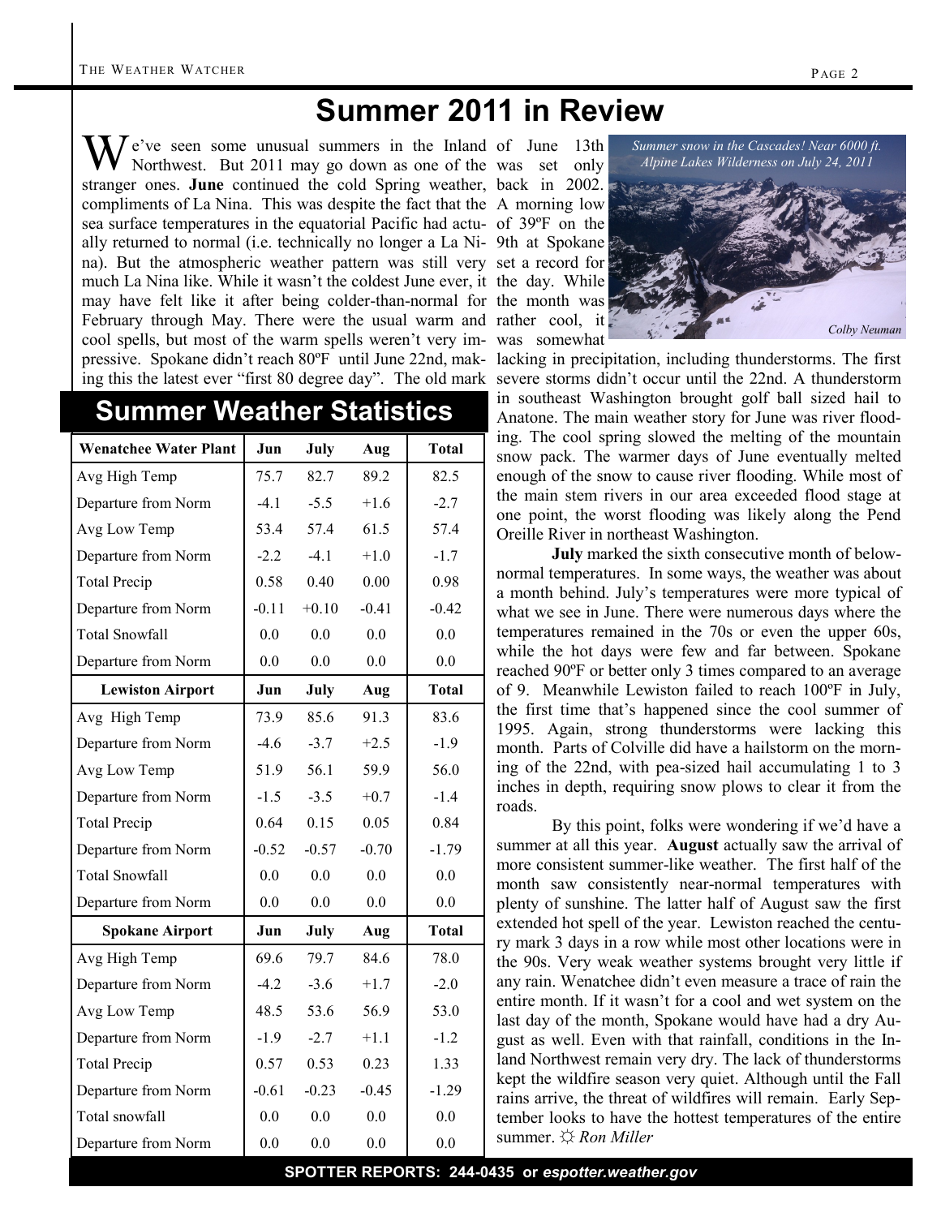# Summer 2011 in Review

We've seen some unusual summers in the Inland Northwest. But 2011 may go down as one of the stranger ones. **June** continued the cold Spring weather, compliments of La Nina. This was despite the fact that the sea surface temperatures in the equatorial Pacific had actually returned to normal (i.e. technically no longer a La Nina). But the atmospheric weather pattern was still very much La Nina like. While it wasn't the coldest June ever, it may have felt like it after being colder-than-normal for February through May. There were the usual warm and cool spells, but most of the warm spells weren't very impressive. Spokane didn't reach 80ºF until June 22nd, making this the latest ever "first 80 degree day". The old mark of June 13th was set only back in 2002. A morning low of 39ºF on the 9th at Spokane set a record for the day. While the month was rather cool, it was somewhat lacking in precipitation, including thunderstorms. The first severe storms didn't occur until the 22nd. A thunderstorm in southeast Washington brought golf ball sized hail to Anatone. The main weather story for June was river flooding. The cool spring slowed the melting of the mountain snow pack. The warmer days of June eventually melted enough of the snow to cause river flooding. While most of the main stem rivers in our area exceeded flood stage at one point, the worst flooding was likely along the Pend Oreille River in northeast Washington.

*Summer snow in the Cascades! Near 6000 ft. Alpine Lakes Wilderness on July 24, 2011*

*Colby Neuman*

**July** marked the sixth consecutive month of below-normal temperatures. In some ways, the weather was about a month behind. July's temperatures were more typical of what we see in June. There were numerous days where the temperatures remained in the 70s or even the upper 60s, while the hot days were few and far between. Spokane reached 90ºF or better only 3 times compared to an average of 9. Meanwhile Lewiston failed to reach 100ºF in July, the first time that's happened since the cool summer of 1995. Again, strong thunderstorms were lacking this month. Parts of Colville did have a hailstorm on the morning of the 22nd, with pea-sized hail accumulating 1 to 3 inches in depth, requiring snow plows to clear it from the roads.

By this point, folks were wondering if we'd have a summer at all this year. **August** actually saw the arrival of more consistent summer-like weather. The first half of the month saw consistently near-normal temperatures with plenty of sunshine. The latter half of August saw the first extended hot spell of the year. Lewiston reached the century mark 3 days in a row while most other locations were in the 90s. Very weak weather systems brought very little if any rain. Wenatchee didn't even measure a trace of rain the entire month. If it wasn't for a cool and wet system on the last day of the month, Spokane would have had a dry August as well. Even with that rainfall, conditions in the Inland Northwest remain very dry. The lack of thunderstorms kept the wildfire season very quiet. Although until the Fall rains arrive, the threat of wildfires will remain. Early September looks to have the hottest temperatures of the entire summer. ☼ *Ron Miller*

## Summer Weather Statistics

| Wenatchee Water Plant | Jun | July | Aug | Total |
|---|---|---|---|---|
| Avg High Temp | 75.7 | 82.7 | 89.2 | 82.5 |
| Departure from Norm | -4.1 | -5.5 | +1.6 | -2.7 |
| Avg Low Temp | 53.4 | 57.4 | 61.5 | 57.4 |
| Departure from Norm | -2.2 | -4.1 | +1.0 | -1.7 |
| Total Precip | 0.58 | 0.40 | 0.00 | 0.98 |
| Departure from Norm | -0.11 | +0.10 | -0.41 | -0.42 |
| Total Snowfall | 0.0 | 0.0 | 0.0 | 0.0 |
| Departure from Norm | 0.0 | 0.0 | 0.0 | 0.0 |
| **Lewiston Airport** | **Jun** | **July** | **Aug** | **Total** |
| Avg High Temp | 73.9 | 85.6 | 91.3 | 83.6 |
| Departure from Norm | -4.6 | -3.7 | +2.5 | -1.9 |
| Avg Low Temp | 51.9 | 56.1 | 59.9 | 56.0 |
| Departure from Norm | -1.5 | -3.5 | +0.7 | -1.4 |
| Total Precip | 0.64 | 0.15 | 0.05 | 0.84 |
| Departure from Norm | -0.52 | -0.57 | -0.70 | -1.79 |
| Total Snowfall | 0.0 | 0.0 | 0.0 | 0.0 |
| Departure from Norm | 0.0 | 0.0 | 0.0 | 0.0 |
| **Spokane Airport** | **Jun** | **July** | **Aug** | **Total** |
| Avg High Temp | 69.6 | 79.7 | 84.6 | 78.0 |
| Departure from Norm | -4.2 | -3.6 | +1.7 | -2.0 |
| Avg Low Temp | 48.5 | 53.6 | 56.9 | 53.0 |
| Departure from Norm | -1.9 | -2.7 | +1.1 | -1.2 |
| Total Precip | 0.57 | 0.53 | 0.23 | 1.33 |
| Departure from Norm | -0.61 | -0.23 | -0.45 | -1.29 |
| Total snowfall | 0.0 | 0.0 | 0.0 | 0.0 |
| Departure from Norm | 0.0 | 0.0 | 0.0 | 0.0 |

**SPOTTER REPORTS: 244-0435 or *espotter.weather.gov***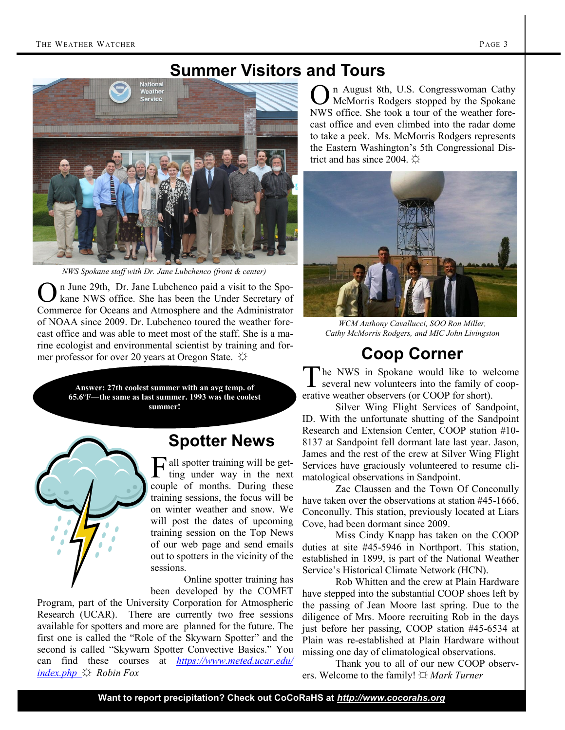# Summer Visitors and Tours

*NWS Spokane staff with Dr. Jane Lubchenco (front & center)*

On June 29th, Dr. Jane Lubchenco paid a visit to the Spokane NWS office. She has been the Under Secretary of Commerce for Oceans and Atmosphere and the Administrator of NOAA since 2009. Dr. Lubchenco toured the weather forecast office and was able to meet most of the staff. She is a marine ecologist and environmental scientist by training and former professor for over 20 years at Oregon State. ☼

On August 8th, U.S. Congresswoman Cathy McMorris Rodgers stopped by the Spokane NWS office. She took a tour of the weather forecast office and even climbed into the radar dome to take a peek. Ms. McMorris Rodgers represents the Eastern Washington's 5th Congressional District and has since 2004. ☼

*WCM Anthony Cavallucci, SOO Ron Miller, Cathy McMorris Rodgers, and MIC John Livingston*

**Answer: 27th coolest summer with an avg temp. of 65.6ºF—the same as last summer. 1993 was the coolest summer!**

## Spotter News

Fall spotter training will be getting under way in the next couple of months. During these training sessions, the focus will be on winter weather and snow. We will post the dates of upcoming training session on the Top News of our web page and send emails out to spotters in the vicinity of the sessions.

Online spotter training has been developed by the COMET Program, part of the University Corporation for Atmospheric Research (UCAR). There are currently two free sessions available for spotters and more are planned for the future. The first one is called the "Role of the Skywarn Spotter" and the second is called "Skywarn Spotter Convective Basics." You can find these courses at ***https://www.meted.ucar.edu/index.php*** ☼ *Robin Fox*

## Coop Corner

The NWS in Spokane would like to welcome several new volunteers into the family of cooperative weather observers (or COOP for short).

Silver Wing Flight Services of Sandpoint, ID. With the unfortunate shutting of the Sandpoint Research and Extension Center, COOP station #10-8137 at Sandpoint fell dormant late last year. Jason, James and the rest of the crew at Silver Wing Flight Services have graciously volunteered to resume climatological observations in Sandpoint.

Zac Claussen and the Town Of Conconully have taken over the observations at station #45-1666, Conconully. This station, previously located at Liars Cove, had been dormant since 2009.

Miss Cindy Knapp has taken on the COOP duties at site #45-5946 in Northport. This station, established in 1899, is part of the National Weather Service's Historical Climate Network (HCN).

Rob Whitten and the crew at Plain Hardware have stepped into the substantial COOP shoes left by the passing of Jean Moore last spring. Due to the diligence of Mrs. Moore recruiting Rob in the days just before her passing, COOP station #45-6534 at Plain was re-established at Plain Hardware without missing one day of climatological observations.

Thank you to all of our new COOP observers. Welcome to the family! ☼ *Mark Turner*

**Want to report precipitation? Check out CoCoRaHS at *http://www.cocorahs.org***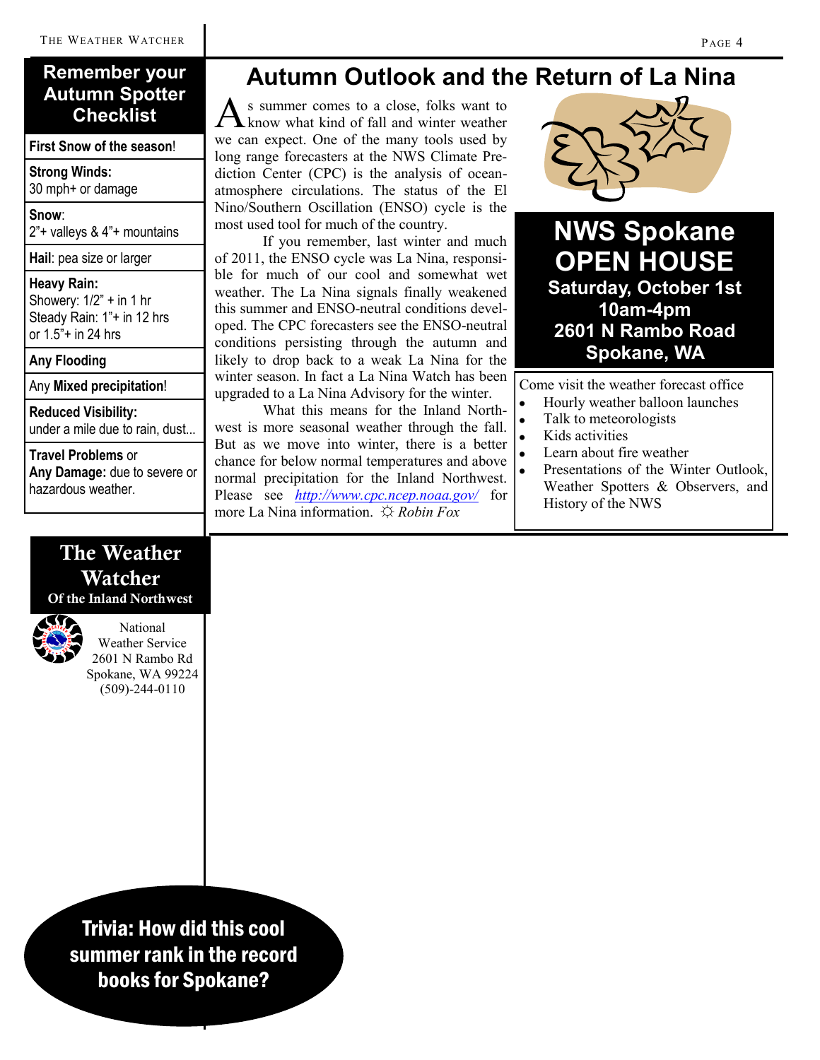## Remember your Autumn Spotter Checklist

**First Snow of the season**!

**Strong Winds:**
30 mph+ or damage

**Snow**:
2"+ valleys & 4"+ mountains

**Hail**: pea size or larger

**Heavy Rain:**
Showery: 1/2" + in 1 hr
Steady Rain: 1"+ in 12 hrs
or 1.5"+ in 24 hrs

**Any Flooding**

Any **Mixed precipitation**!

**Reduced Visibility:**
under a mile due to rain, dust...

**Travel Problems** or
**Any Damage:** due to severe or hazardous weather.

# Autumn Outlook and the Return of La Nina

As summer comes to a close, folks want to know what kind of fall and winter weather we can expect. One of the many tools used by long range forecasters at the NWS Climate Prediction Center (CPC) is the analysis of ocean-atmosphere circulations. The status of the El Nino/Southern Oscillation (ENSO) cycle is the most used tool for much of the country.

If you remember, last winter and much of 2011, the ENSO cycle was La Nina, responsible for much of our cool and somewhat wet weather. The La Nina signals finally weakened this summer and ENSO-neutral conditions developed. The CPC forecasters see the ENSO-neutral conditions persisting through the autumn and likely to drop back to a weak La Nina for the winter season. In fact a La Nina Watch has been upgraded to a La Nina Advisory for the winter.

What this means for the Inland Northwest is more seasonal weather through the fall. But as we move into winter, there is a better chance for below normal temperatures and above normal precipitation for the Inland Northwest. Please see *http://www.cpc.ncep.noaa.gov/* for more La Nina information. ☼ *Robin Fox*

## NWS Spokane OPEN HOUSE

**Saturday, October 1st**
**10am-4pm**
**2601 N Rambo Road**
**Spokane, WA**

Come visit the weather forecast office

- Hourly weather balloon launches
- Talk to meteorologists
- Kids activities
- Learn about fire weather
- Presentations of the Winter Outlook, Weather Spotters & Observers, and History of the NWS

## The Weather Watcher

**Of the Inland Northwest**

National Weather Service
2601 N Rambo Rd
Spokane, WA 99224
(509)-244-0110

**Trivia: How did this cool summer rank in the record books for Spokane?**